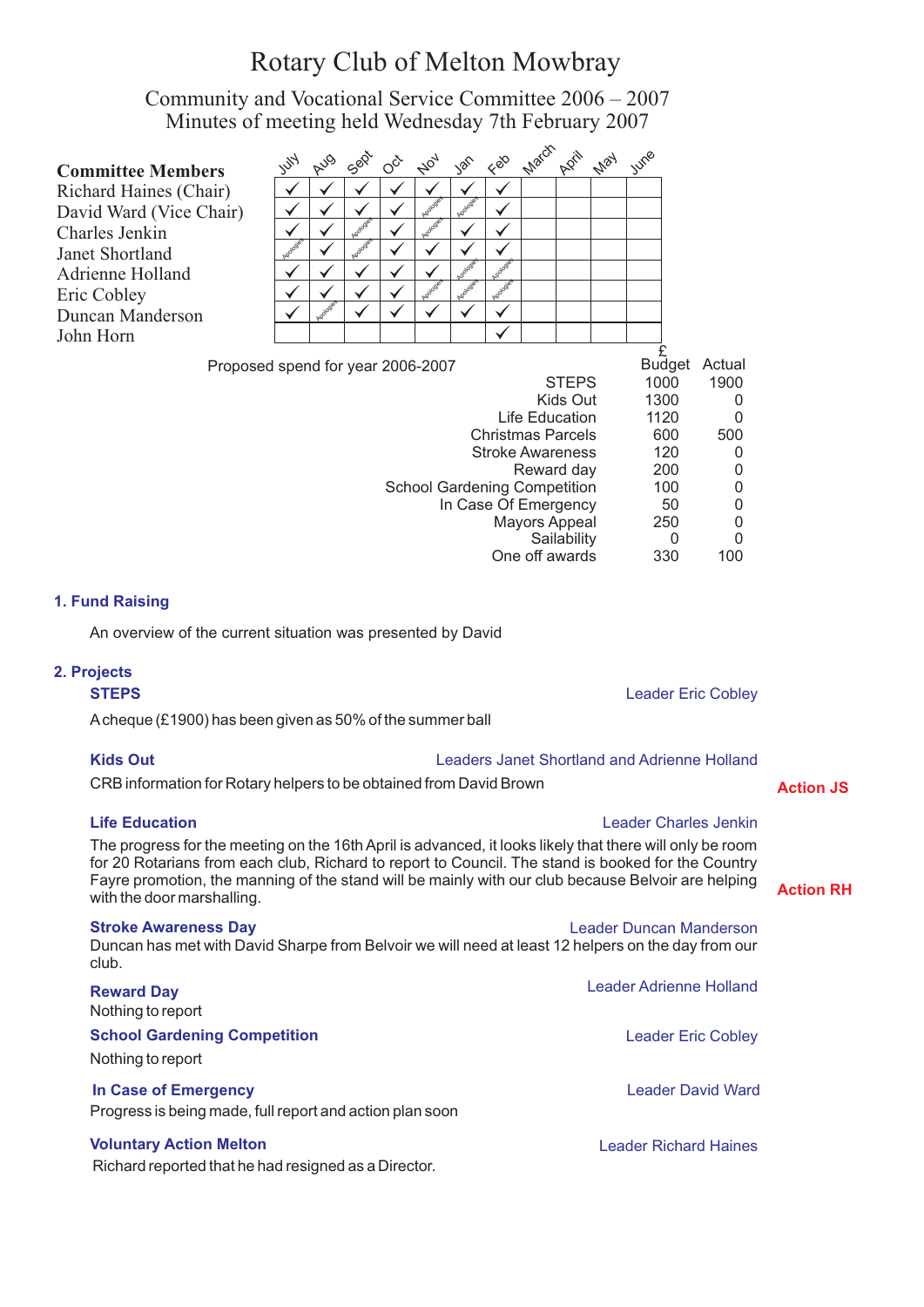# Rotary Club of Melton Mowbray

## Community and Vocational Service Committee 2006 – 2007
## Minutes of meeting held Wednesday 7th February 2007

| Committee Members | July | Aug | Sept | Oct | Nov | Jan | Feb | March | April | May | June |
|---|---|---|---|---|---|---|---|---|---|---|---|
| Richard Haines (Chair) | ✓ | ✓ | ✓ | ✓ | ✓ | ✓ | ✓ | | | | |
| David Ward (Vice Chair) | ✓ | ✓ | ✓ | ✓ | Apologies | Apologies | ✓ | | | | |
| Charles Jenkin | ✓ | ✓ | Apologies | ✓ | Apologies | ✓ | ✓ | | | | |
| Janet Shortland | Apologies | ✓ | Apologies | ✓ | ✓ | ✓ | ✓ | | | | |
| Adrienne Holland | ✓ | ✓ | ✓ | ✓ | ✓ | Apologies | Apologies | | | | |
| Eric Cobley | ✓ | ✓ | ✓ | ✓ | Apologies | Apologies | Apologies | | | | |
| Duncan Manderson | ✓ | Apologies | ✓ | ✓ | ✓ | ✓ | ✓ | | | | |
| John Horn | | | | | | | ✓ | | | | |

Proposed spend for year 2006-2007

| | £ Budget | Actual |
|---|---|---|
| STEPS | 1000 | 1900 |
| Kids Out | 1300 | 0 |
| Life Education | 1120 | 0 |
| Christmas Parcels | 600 | 500 |
| Stroke Awareness | 120 | 0 |
| Reward day | 200 | 0 |
| School Gardening Competition | 100 | 0 |
| In Case Of Emergency | 50 | 0 |
| Mayors Appeal | 250 | 0 |
| Sailability | 0 | 0 |
| One off awards | 330 | 100 |

### 1. Fund Raising

An overview of the current situation was presented by David

### 2. Projects

**STEPS** — Leader Eric Cobley

A cheque (£1900) has been given as 50% of the summer ball

**Kids Out** — Leaders Janet Shortland and Adrienne Holland

CRB information for Rotary helpers to be obtained from David Brown — **Action JS**

**Life Education** — Leader Charles Jenkin

The progress for the meeting on the 16th April is advanced, it looks likely that there will only be room for 20 Rotarians from each club, Richard to report to Council. The stand is booked for the Country Fayre promotion, the manning of the stand will be mainly with our club because Belvoir are helping with the door marshalling. — **Action RH**

**Stroke Awareness Day** — Leader Duncan Manderson

Duncan has met with David Sharpe from Belvoir we will need at least 12 helpers on the day from our club.

**Reward Day** — Leader Adrienne Holland

Nothing to report

**School Gardening Competition** — Leader Eric Cobley

Nothing to report

**In Case of Emergency** — Leader David Ward

Progress is being made, full report and action plan soon

**Voluntary Action Melton** — Leader Richard Haines

Richard reported that he had resigned as a Director.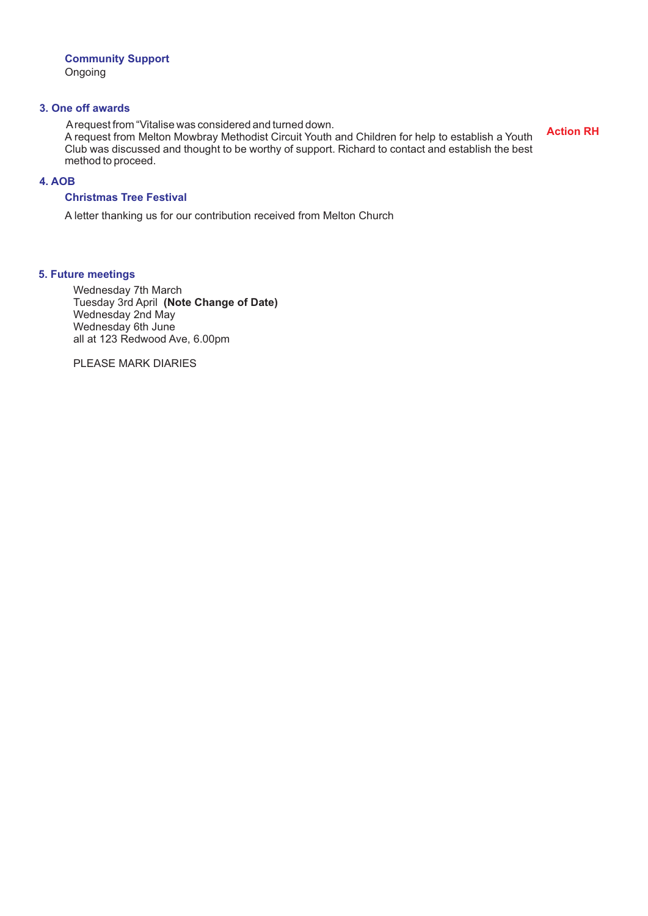### Community Support

Ongoing

## 3. One off awards

A request from “Vitalise was considered and turned down.

A request from Melton Mowbray Methodist Circuit Youth and Children for help to establish a Youth Club was discussed and thought to be worthy of support. Richard to contact and establish the best method to proceed. **Action RH**

## 4. AOB

### Christmas Tree Festival

A letter thanking us for our contribution received from Melton Church

## 5. Future meetings

Wednesday 7th March  
Tuesday 3rd April **(Note Change of Date)**  
Wednesday 2nd May  
Wednesday 6th June  
all at 123 Redwood Ave, 6.00pm

PLEASE MARK DIARIES